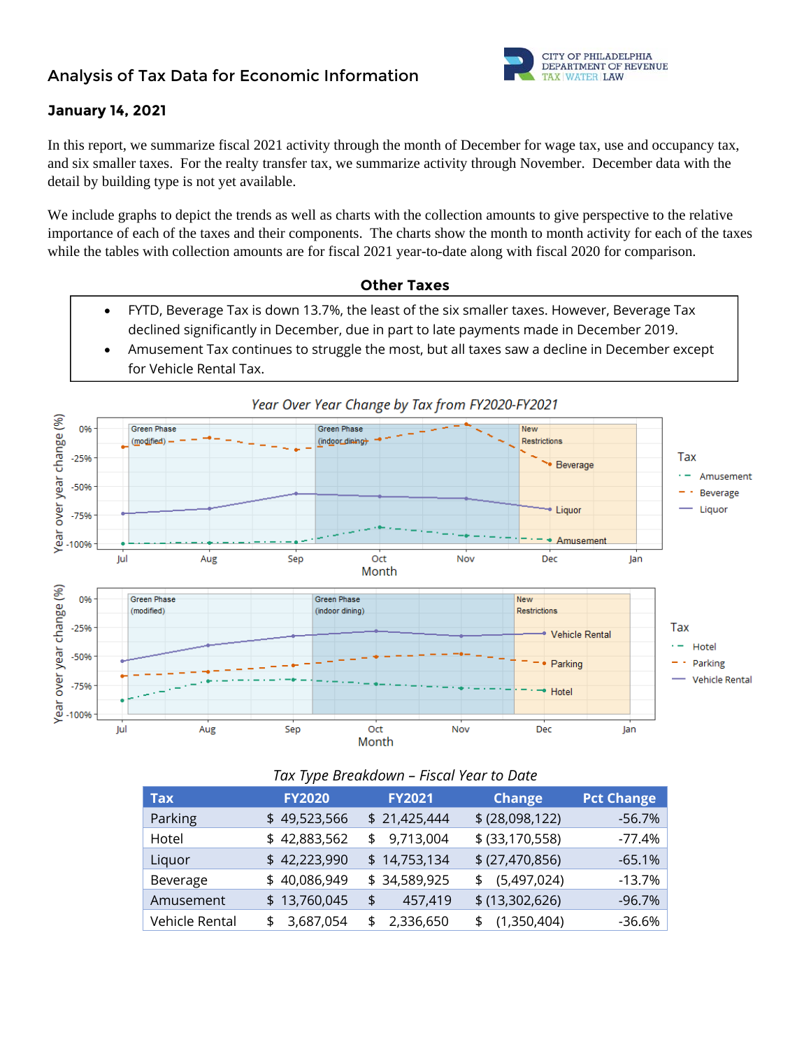# Analysis of Tax Data for Economic Information

CITY OF PHILADELPHIA DEPARTMENT OF REVENUE TAX | WATER | LAW

**January 14, 2021**

In this report, we summarize fiscal 2021 activity through the month of December for wage tax, use and occupancy tax, and six smaller taxes. For the realty transfer tax, we summarize activity through November. December data with the detail by building type is not yet available.

We include graphs to depict the trends as well as charts with the collection amounts to give perspective to the relative importance of each of the taxes and their components. The charts show the month to month activity for each of the taxes while the tables with collection amounts are for fiscal 2021 year-to-date along with fiscal 2020 for comparison.

## Other Taxes

- FYTD, Beverage Tax is down 13.7%, the least of the six smaller taxes. However, Beverage Tax declined significantly in December, due in part to late payments made in December 2019.
- Amusement Tax continues to struggle the most, but all taxes saw a decline in December except for Vehicle Rental Tax.

*Year Over Year Change by Tax from FY2020-FY2021*

*Tax Type Breakdown – Fiscal Year to Date*

| Tax | FY2020 | FY2021 | Change | Pct Change |
|---|---|---|---|---|
| Parking | $ 49,523,566 | $ 21,425,444 | $ (28,098,122) | -56.7% |
| Hotel | $ 42,883,562 | $ 9,713,004 | $ (33,170,558) | -77.4% |
| Liquor | $ 42,223,990 | $ 14,753,134 | $ (27,470,856) | -65.1% |
| Beverage | $ 40,086,949 | $ 34,589,925 | $ (5,497,024) | -13.7% |
| Amusement | $ 13,760,045 | $ 457,419 | $ (13,302,626) | -96.7% |
| Vehicle Rental | $ 3,687,054 | $ 2,336,650 | $ (1,350,404) | -36.6% |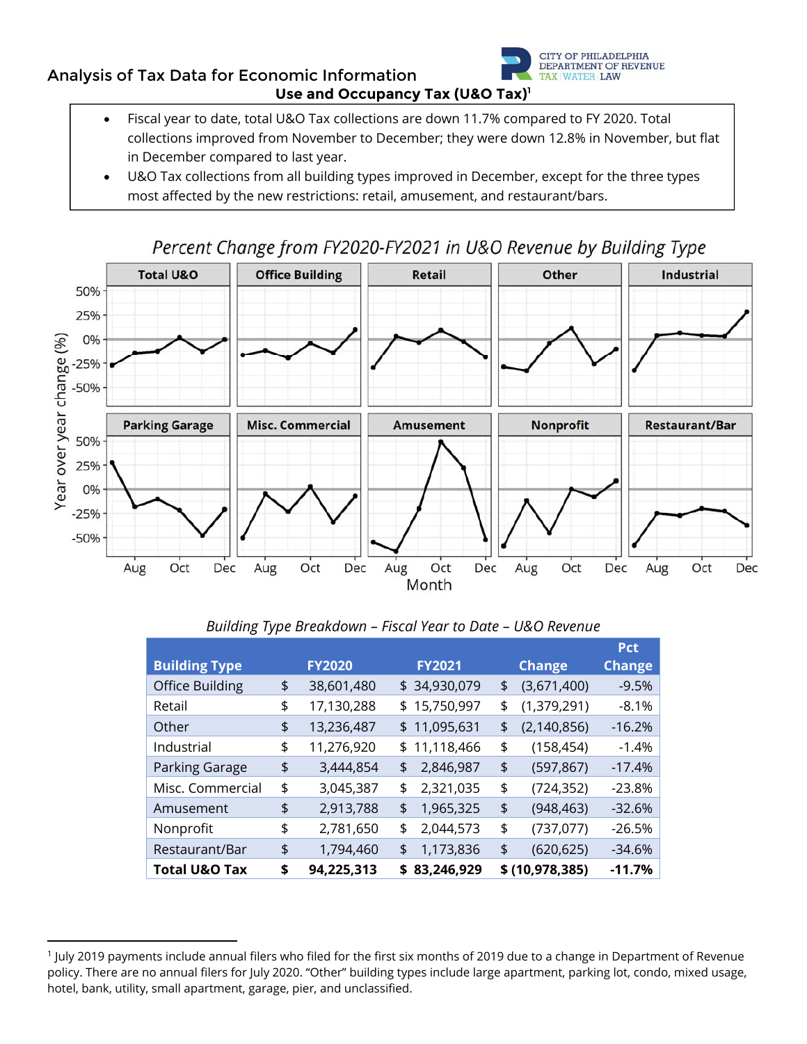## Analysis of Tax Data for Economic Information

### Use and Occupancy Tax (U&O Tax)[1]

- Fiscal year to date, total U&O Tax collections are down 11.7% compared to FY 2020. Total collections improved from November to December; they were down 12.8% in November, but flat in December compared to last year.
- U&O Tax collections from all building types improved in December, except for the three types most affected by the new restrictions: retail, amusement, and restaurant/bars.

*Percent Change from FY2020-FY2021 in U&O Revenue by Building Type*

*Building Type Breakdown – Fiscal Year to Date – U&O Revenue*

| Building Type | FY2020 | FY2021 | Change | Pct Change |
|---|---|---|---|---|
| Office Building | $ 38,601,480 | $ 34,930,079 | $ (3,671,400) | -9.5% |
| Retail | $ 17,130,288 | $ 15,750,997 | $ (1,379,291) | -8.1% |
| Other | $ 13,236,487 | $ 11,095,631 | $ (2,140,856) | -16.2% |
| Industrial | $ 11,276,920 | $ 11,118,466 | $ (158,454) | -1.4% |
| Parking Garage | $ 3,444,854 | $ 2,846,987 | $ (597,867) | -17.4% |
| Misc. Commercial | $ 3,045,387 | $ 2,321,035 | $ (724,352) | -23.8% |
| Amusement | $ 2,913,788 | $ 1,965,325 | $ (948,463) | -32.6% |
| Nonprofit | $ 2,781,650 | $ 2,044,573 | $ (737,077) | -26.5% |
| Restaurant/Bar | $ 1,794,460 | $ 1,173,836 | $ (620,625) | -34.6% |
| **Total U&O Tax** | **$ 94,225,313** | **$ 83,246,929** | **$ (10,978,385)** | **-11.7%** |

[1] July 2019 payments include annual filers who filed for the first six months of 2019 due to a change in Department of Revenue policy. There are no annual filers for July 2020. "Other" building types include large apartment, parking lot, condo, mixed usage, hotel, bank, utility, small apartment, garage, pier, and unclassified.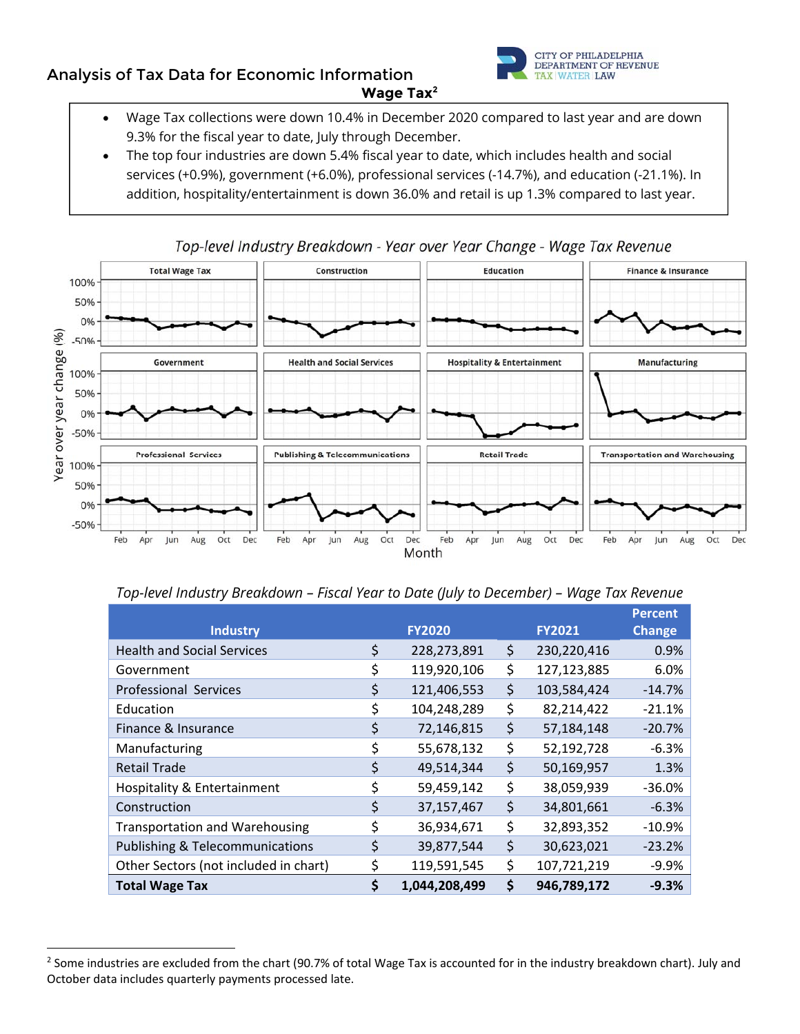## Analysis of Tax Data for Economic Information

### Wage Tax[2]

- Wage Tax collections were down 10.4% in December 2020 compared to last year and are down 9.3% for the fiscal year to date, July through December.
- The top four industries are down 5.4% fiscal year to date, which includes health and social services (+0.9%), government (+6.0%), professional services (-14.7%), and education (-21.1%). In addition, hospitality/entertainment is down 36.0% and retail is up 1.3% compared to last year.

*Top-level Industry Breakdown - Year over Year Change - Wage Tax Revenue*

*Top-level Industry Breakdown – Fiscal Year to Date (July to December) – Wage Tax Revenue*

| Industry | FY2020 | FY2021 | Percent Change |
|---|---|---|---|
| Health and Social Services | $ 228,273,891 | $ 230,220,416 | 0.9% |
| Government | $ 119,920,106 | $ 127,123,885 | 6.0% |
| Professional Services | $ 121,406,553 | $ 103,584,424 | -14.7% |
| Education | $ 104,248,289 | $ 82,214,422 | -21.1% |
| Finance & Insurance | $ 72,146,815 | $ 57,184,148 | -20.7% |
| Manufacturing | $ 55,678,132 | $ 52,192,728 | -6.3% |
| Retail Trade | $ 49,514,344 | $ 50,169,957 | 1.3% |
| Hospitality & Entertainment | $ 59,459,142 | $ 38,059,939 | -36.0% |
| Construction | $ 37,157,467 | $ 34,801,661 | -6.3% |
| Transportation and Warehousing | $ 36,934,671 | $ 32,893,352 | -10.9% |
| Publishing & Telecommunications | $ 39,877,544 | $ 30,623,021 | -23.2% |
| Other Sectors (not included in chart) | $ 119,591,545 | $ 107,721,219 | -9.9% |
| **Total Wage Tax** | **$ 1,044,208,499** | **$ 946,789,172** | **-9.3%** |

[2] Some industries are excluded from the chart (90.7% of total Wage Tax is accounted for in the industry breakdown chart). July and October data includes quarterly payments processed late.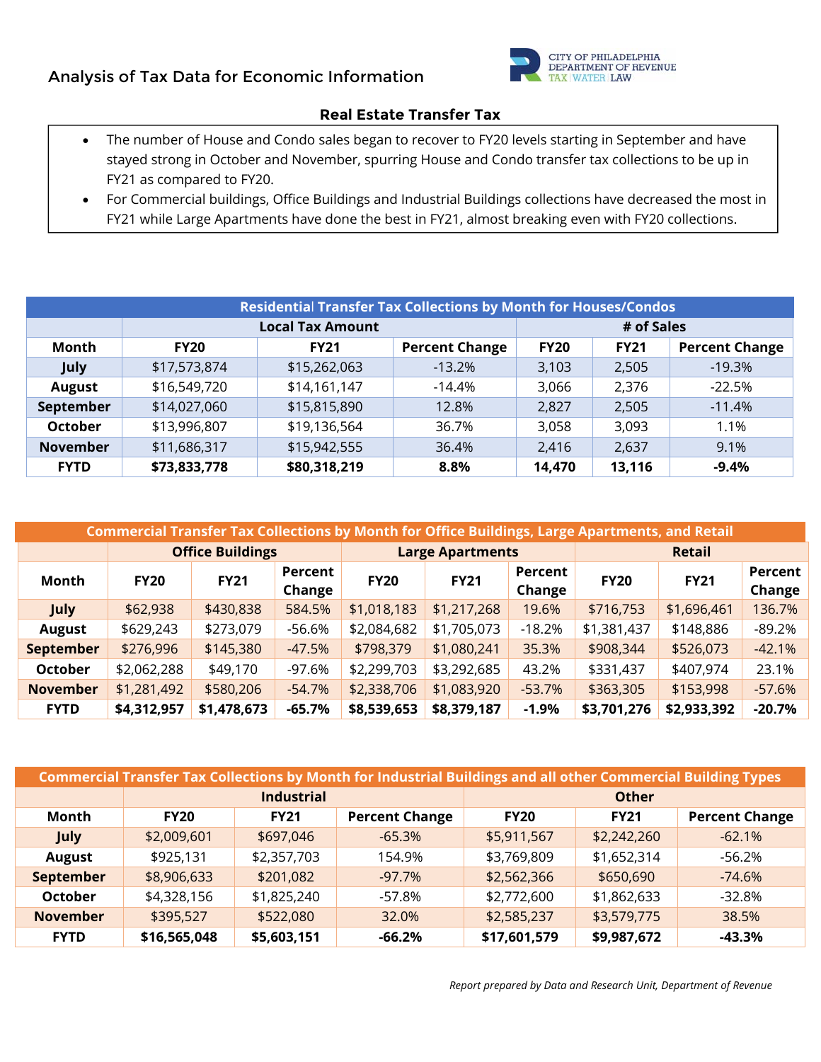Analysis of Tax Data for Economic Information

CITY OF PHILADELPHIA DEPARTMENT OF REVENUE TAX | WATER | LAW

## Real Estate Transfer Tax

- The number of House and Condo sales began to recover to FY20 levels starting in September and have stayed strong in October and November, spurring House and Condo transfer tax collections to be up in FY21 as compared to FY20.
- For Commercial buildings, Office Buildings and Industrial Buildings collections have decreased the most in FY21 while Large Apartments have done the best in FY21, almost breaking even with FY20 collections.

**Residential Transfer Tax Collections by Month for Houses/Condos**

| | Local Tax Amount | | | # of Sales | | |
|---|---|---|---|---|---|---|
| **Month** | **FY20** | **FY21** | **Percent Change** | **FY20** | **FY21** | **Percent Change** |
| **July** | $17,573,874 | $15,262,063 | -13.2% | 3,103 | 2,505 | -19.3% |
| **August** | $16,549,720 | $14,161,147 | -14.4% | 3,066 | 2,376 | -22.5% |
| **September** | $14,027,060 | $15,815,890 | 12.8% | 2,827 | 2,505 | -11.4% |
| **October** | $13,996,807 | $19,136,564 | 36.7% | 3,058 | 3,093 | 1.1% |
| **November** | $11,686,317 | $15,942,555 | 36.4% | 2,416 | 2,637 | 9.1% |
| **FYTD** | **$73,833,778** | **$80,318,219** | **8.8%** | **14,470** | **13,116** | **-9.4%** |

**Commercial Transfer Tax Collections by Month for Office Buildings, Large Apartments, and Retail**

| | Office Buildings | | | Large Apartments | | | Retail | | |
|---|---|---|---|---|---|---|---|---|---|
| **Month** | **FY20** | **FY21** | **Percent Change** | **FY20** | **FY21** | **Percent Change** | **FY20** | **FY21** | **Percent Change** |
| **July** | $62,938 | $430,838 | 584.5% | $1,018,183 | $1,217,268 | 19.6% | $716,753 | $1,696,461 | 136.7% |
| **August** | $629,243 | $273,079 | -56.6% | $2,084,682 | $1,705,073 | -18.2% | $1,381,437 | $148,886 | -89.2% |
| **September** | $276,996 | $145,380 | -47.5% | $798,379 | $1,080,241 | 35.3% | $908,344 | $526,073 | -42.1% |
| **October** | $2,062,288 | $49,170 | -97.6% | $2,299,703 | $3,292,685 | 43.2% | $331,437 | $407,974 | 23.1% |
| **November** | $1,281,492 | $580,206 | -54.7% | $2,338,706 | $1,083,920 | -53.7% | $363,305 | $153,998 | -57.6% |
| **FYTD** | **$4,312,957** | **$1,478,673** | **-65.7%** | **$8,539,653** | **$8,379,187** | **-1.9%** | **$3,701,276** | **$2,933,392** | **-20.7%** |

**Commercial Transfer Tax Collections by Month for Industrial Buildings and all other Commercial Building Types**

| | Industrial | | | Other | | |
|---|---|---|---|---|---|---|
| **Month** | **FY20** | **FY21** | **Percent Change** | **FY20** | **FY21** | **Percent Change** |
| **July** | $2,009,601 | $697,046 | -65.3% | $5,911,567 | $2,242,260 | -62.1% |
| **August** | $925,131 | $2,357,703 | 154.9% | $3,769,809 | $1,652,314 | -56.2% |
| **September** | $8,906,633 | $201,082 | -97.7% | $2,562,366 | $650,690 | -74.6% |
| **October** | $4,328,156 | $1,825,240 | -57.8% | $2,772,600 | $1,862,633 | -32.8% |
| **November** | $395,527 | $522,080 | 32.0% | $2,585,237 | $3,579,775 | 38.5% |
| **FYTD** | **$16,565,048** | **$5,603,151** | **-66.2%** | **$17,601,579** | **$9,987,672** | **-43.3%** |

*Report prepared by Data and Research Unit, Department of Revenue*